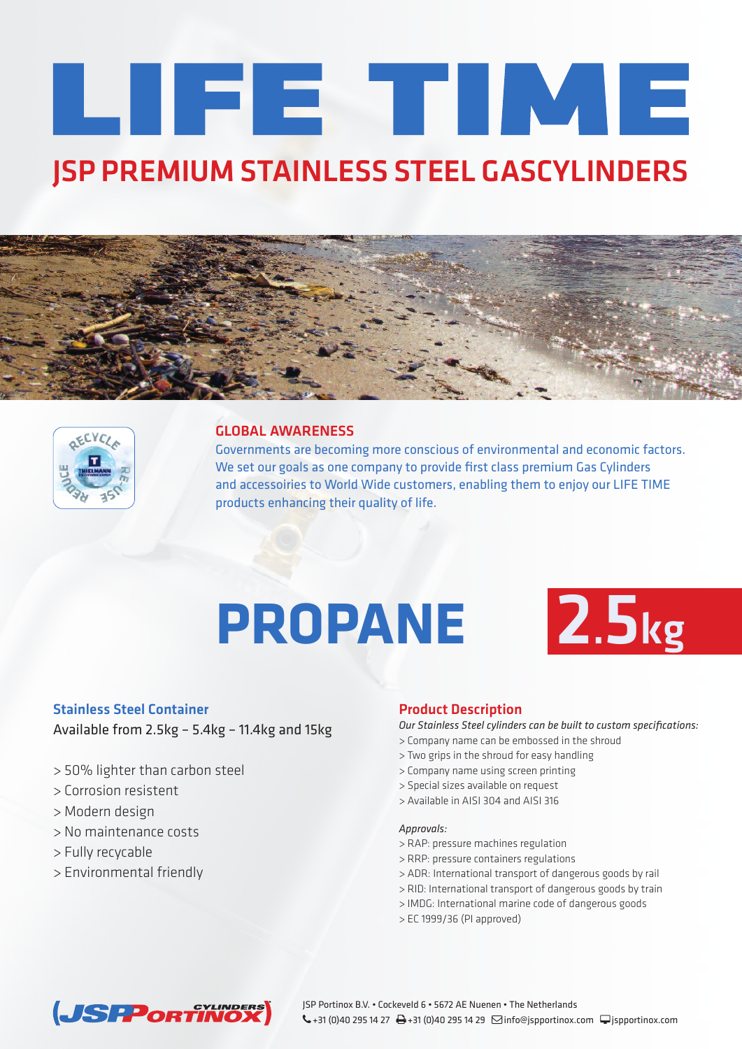# LIFE TIME

## JSP PREMIUM STAINLESS STEEL GASCYLINDERS

### GLOBAL AWARENESS

Governments are becoming more conscious of environmental and economic factors. We set our goals as one company to provide first class premium Gas Cylinders and accessoiries to World Wide customers, enabling them to enjoy our LIFE TIME products enhancing their quality of life.

# PROPANE 2.5kg

### Stainless Steel Container

Available from 2.5kg – 5.4kg – 11.4kg and 15kg

- > 50% lighter than carbon steel
- > Corrosion resistent
- > Modern design
- > No maintenance costs
- > Fully recyclable
- > Environmental friendly

### Product Description

*Our Stainless Steel cylinders can be built to custom specifications:*

- > Company name can be embossed in the shroud
- > Two grips in the shroud for easy handling
- > Company name using screen printing
- > Special sizes available on request
- > Available in AISI 304 and AISI 316

*Approvals:*

- > RAP: pressure machines regulation
- > RRP: pressure containers regulations
- > ADR: International transport of dangerous goods by rail
- > RID: International transport of dangerous goods by train
- > IMDG: International marine code of dangerous goods
- > EC 1999/36 (PI approved)

JSP Portinox B.V. • Cockeveld 6 • 5672 AE Nuenen • The Netherlands
+31 (0)40 295 14 27 +31 (0)40 295 14 29 info@jspportinox.com jspportinox.com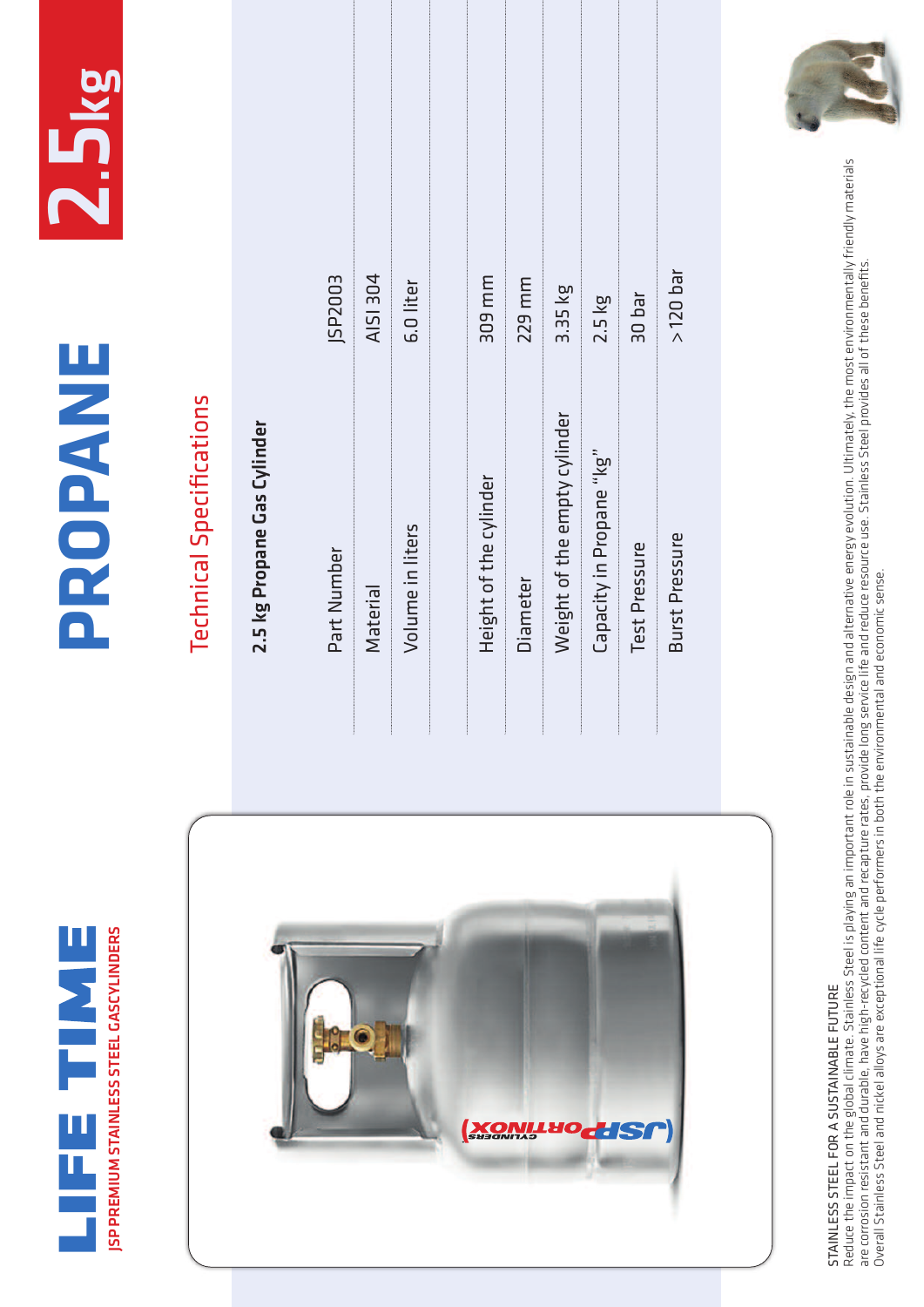# LIFE TIME

JSP PREMIUM STAINLESS STEEL GASCYLINDERS

# PROPANE

# 2.5kg

## Technical Specifications

| 2.5 kg Propane Gas Cylinder | |
|---|---|
| Part Number | JSP2003 |
| Material | AISI 304 |
| Volume in liters | 6.0 liter |
| | |
| Height of the cylinder | 309 mm |
| Diameter | 229 mm |
| Weight of the empty cylinder | 3.35 kg |
| Capacity in Propane "kg" | 2.5 kg |
| Test Pressure | 30 bar |
| Burst Pressure | >120 bar |

STAINLESS STEEL FOR A SUSTAINABLE FUTURE

Reduce the impact on the global climate. Stainless Steel is playing an important role in sustainable design and alternative energy evolution. Ultimately, the most environmentally friendly materials are corrosion resistant and durable, have high-recycled content and recapture rates, provide long service life and reduce resource use. Stainless Steel provides all of these benefits. Overall Stainless Steel and nickel alloys are exceptional life cycle performers in both the environmental and economic sense.